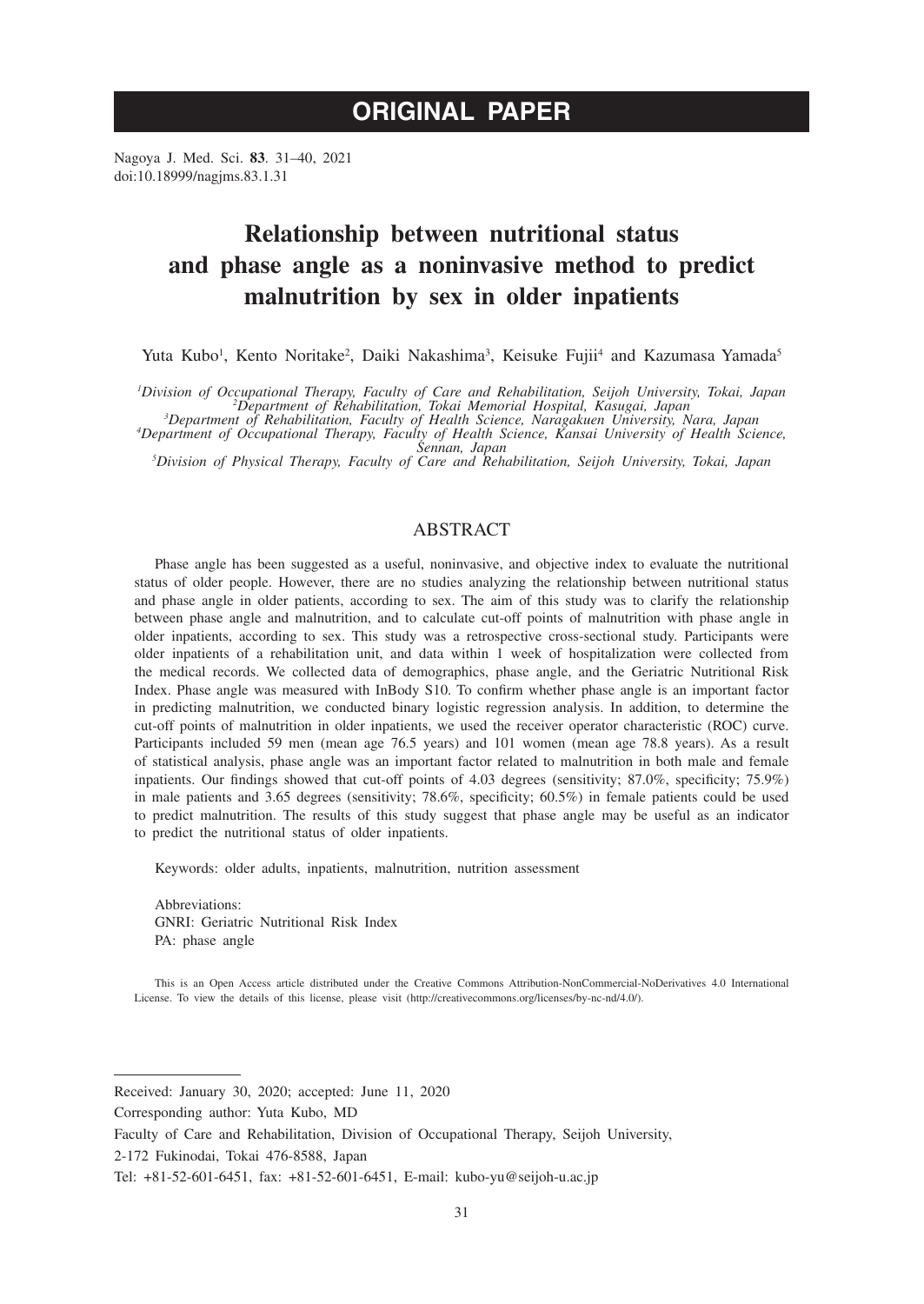# ORIGINAL PAPER

Nagoya J. Med. Sci. **83**. 31–40, 2021
doi:10.18999/nagjms.83.1.31

# Relationship between nutritional status and phase angle as a noninvasive method to predict malnutrition by sex in older inpatients

Yuta Kubo[1], Kento Noritake[2], Daiki Nakashima[3], Keisuke Fujii[4] and Kazumasa Yamada[5]

[1]*Division of Occupational Therapy, Faculty of Care and Rehabilitation, Seijoh University, Tokai, Japan*
[2]*Department of Rehabilitation, Tokai Memorial Hospital, Kasugai, Japan*
[3]*Department of Rehabilitation, Faculty of Health Science, Naragakuen University, Nara, Japan*
[4]*Department of Occupational Therapy, Faculty of Health Science, Kansai University of Health Science, Sennan, Japan*
[5]*Division of Physical Therapy, Faculty of Care and Rehabilitation, Seijoh University, Tokai, Japan*

## ABSTRACT

Phase angle has been suggested as a useful, noninvasive, and objective index to evaluate the nutritional status of older people. However, there are no studies analyzing the relationship between nutritional status and phase angle in older patients, according to sex. The aim of this study was to clarify the relationship between phase angle and malnutrition, and to calculate cut-off points of malnutrition with phase angle in older inpatients, according to sex. This study was a retrospective cross-sectional study. Participants were older inpatients of a rehabilitation unit, and data within 1 week of hospitalization were collected from the medical records. We collected data of demographics, phase angle, and the Geriatric Nutritional Risk Index. Phase angle was measured with InBody S10. To confirm whether phase angle is an important factor in predicting malnutrition, we conducted binary logistic regression analysis. In addition, to determine the cut-off points of malnutrition in older inpatients, we used the receiver operator characteristic (ROC) curve. Participants included 59 men (mean age 76.5 years) and 101 women (mean age 78.8 years). As a result of statistical analysis, phase angle was an important factor related to malnutrition in both male and female inpatients. Our findings showed that cut-off points of 4.03 degrees (sensitivity; 87.0%, specificity; 75.9%) in male patients and 3.65 degrees (sensitivity; 78.6%, specificity; 60.5%) in female patients could be used to predict malnutrition. The results of this study suggest that phase angle may be useful as an indicator to predict the nutritional status of older inpatients.

Keywords: older adults, inpatients, malnutrition, nutrition assessment

Abbreviations:
GNRI: Geriatric Nutritional Risk Index
PA: phase angle

This is an Open Access article distributed under the Creative Commons Attribution-NonCommercial-NoDerivatives 4.0 International License. To view the details of this license, please visit (http://creativecommons.org/licenses/by-nc-nd/4.0/).

---

Received: January 30, 2020; accepted: June 11, 2020

Corresponding author: Yuta Kubo, MD

Faculty of Care and Rehabilitation, Division of Occupational Therapy, Seijoh University,

2-172 Fukinodai, Tokai 476-8588, Japan

Tel: +81-52-601-6451, fax: +81-52-601-6451, E-mail: kubo-yu@seijoh-u.ac.jp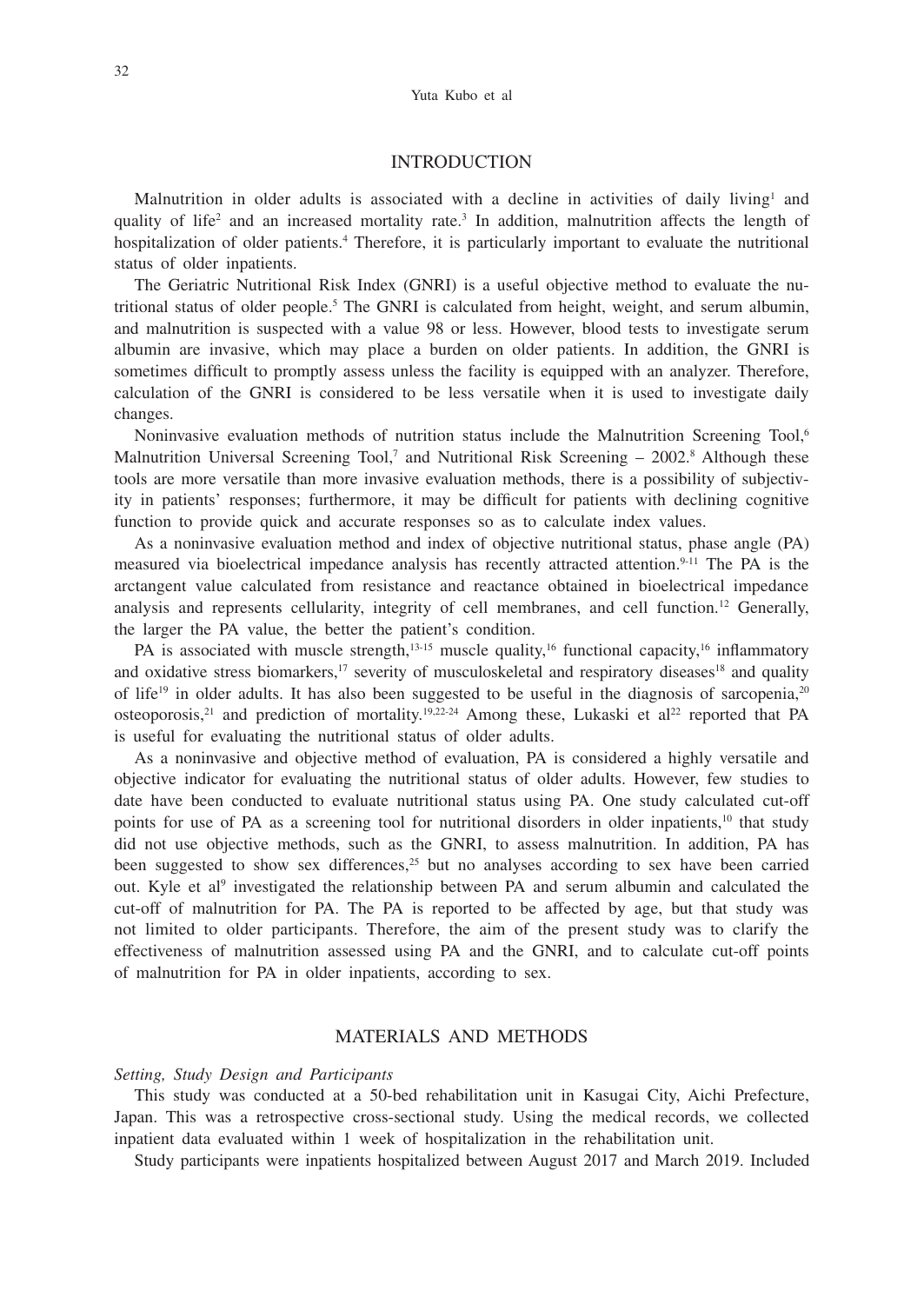## INTRODUCTION

Malnutrition in older adults is associated with a decline in activities of daily living[1] and quality of life[2] and an increased mortality rate.[3] In addition, malnutrition affects the length of hospitalization of older patients.[4] Therefore, it is particularly important to evaluate the nutritional status of older inpatients.

The Geriatric Nutritional Risk Index (GNRI) is a useful objective method to evaluate the nutritional status of older people.[5] The GNRI is calculated from height, weight, and serum albumin, and malnutrition is suspected with a value 98 or less. However, blood tests to investigate serum albumin are invasive, which may place a burden on older patients. In addition, the GNRI is sometimes difficult to promptly assess unless the facility is equipped with an analyzer. Therefore, calculation of the GNRI is considered to be less versatile when it is used to investigate daily changes.

Noninvasive evaluation methods of nutrition status include the Malnutrition Screening Tool,[6] Malnutrition Universal Screening Tool,[7] and Nutritional Risk Screening – 2002.[8] Although these tools are more versatile than more invasive evaluation methods, there is a possibility of subjectivity in patients' responses; furthermore, it may be difficult for patients with declining cognitive function to provide quick and accurate responses so as to calculate index values.

As a noninvasive evaluation method and index of objective nutritional status, phase angle (PA) measured via bioelectrical impedance analysis has recently attracted attention.[9-11] The PA is the arctangent value calculated from resistance and reactance obtained in bioelectrical impedance analysis and represents cellularity, integrity of cell membranes, and cell function.[12] Generally, the larger the PA value, the better the patient's condition.

PA is associated with muscle strength,[13-15] muscle quality,[16] functional capacity,[16] inflammatory and oxidative stress biomarkers,[17] severity of musculoskeletal and respiratory diseases[18] and quality of life[19] in older adults. It has also been suggested to be useful in the diagnosis of sarcopenia,[20] osteoporosis,[21] and prediction of mortality.[19,22-24] Among these, Lukaski et al[22] reported that PA is useful for evaluating the nutritional status of older adults.

As a noninvasive and objective method of evaluation, PA is considered a highly versatile and objective indicator for evaluating the nutritional status of older adults. However, few studies to date have been conducted to evaluate nutritional status using PA. One study calculated cut-off points for use of PA as a screening tool for nutritional disorders in older inpatients,[10] that study did not use objective methods, such as the GNRI, to assess malnutrition. In addition, PA has been suggested to show sex differences,[25] but no analyses according to sex have been carried out. Kyle et al[9] investigated the relationship between PA and serum albumin and calculated the cut-off of malnutrition for PA. The PA is reported to be affected by age, but that study was not limited to older participants. Therefore, the aim of the present study was to clarify the effectiveness of malnutrition assessed using PA and the GNRI, and to calculate cut-off points of malnutrition for PA in older inpatients, according to sex.

## MATERIALS AND METHODS

### *Setting, Study Design and Participants*

This study was conducted at a 50-bed rehabilitation unit in Kasugai City, Aichi Prefecture, Japan. This was a retrospective cross-sectional study. Using the medical records, we collected inpatient data evaluated within 1 week of hospitalization in the rehabilitation unit.

Study participants were inpatients hospitalized between August 2017 and March 2019. Included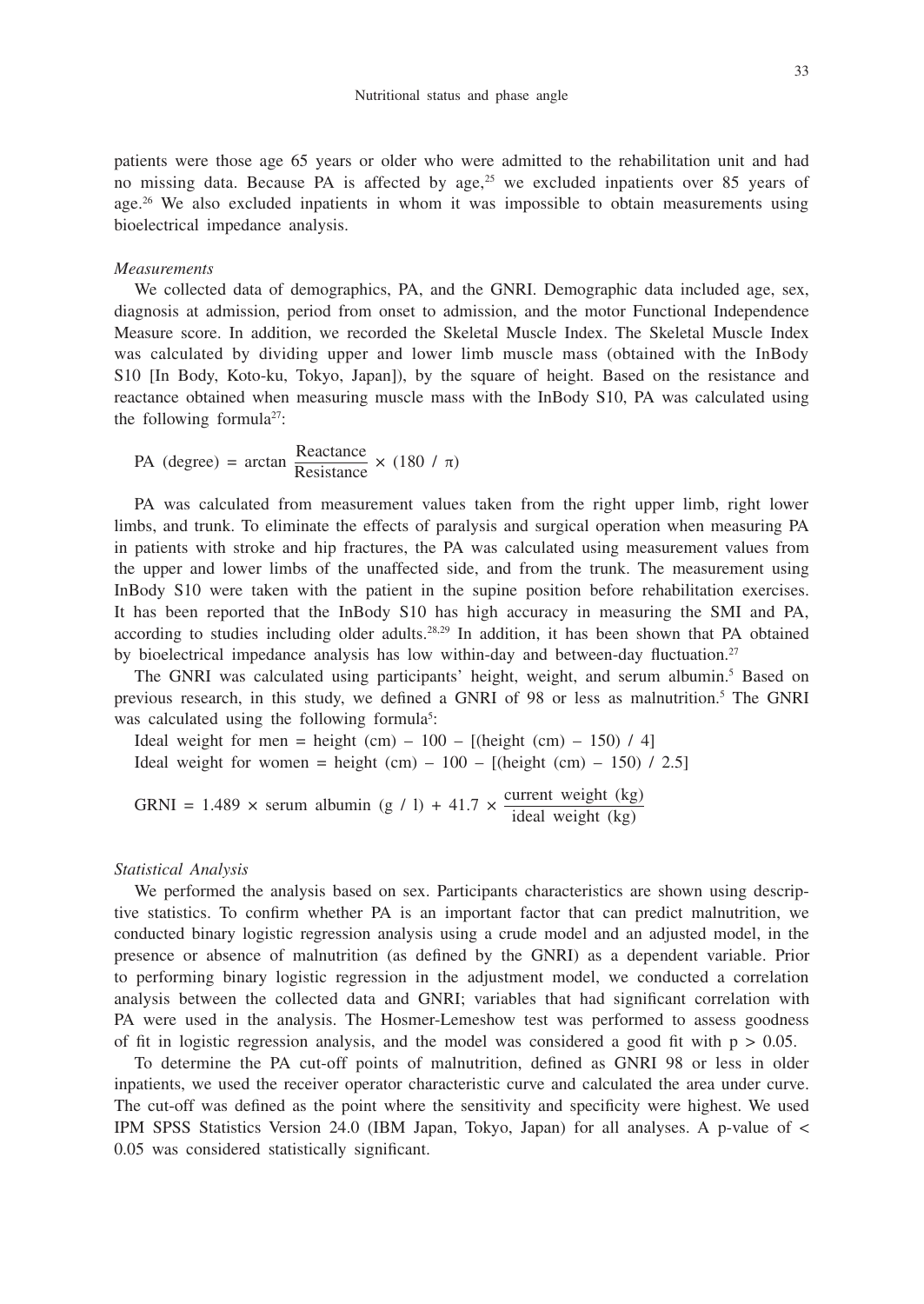patients were those age 65 years or older who were admitted to the rehabilitation unit and had no missing data. Because PA is affected by age,[25] we excluded inpatients over 85 years of age.[26] We also excluded inpatients in whom it was impossible to obtain measurements using bioelectrical impedance analysis.

### *Measurements*

We collected data of demographics, PA, and the GNRI. Demographic data included age, sex, diagnosis at admission, period from onset to admission, and the motor Functional Independence Measure score. In addition, we recorded the Skeletal Muscle Index. The Skeletal Muscle Index was calculated by dividing upper and lower limb muscle mass (obtained with the InBody S10 [In Body, Koto-ku, Tokyo, Japan]), by the square of height. Based on the resistance and reactance obtained when measuring muscle mass with the InBody S10, PA was calculated using the following formula[27]:

$$\text{PA (degree)} = \arctan \frac{\text{Reactance}}{\text{Resistance}} \times (180 \;/\; \pi)$$

PA was calculated from measurement values taken from the right upper limb, right lower limbs, and trunk. To eliminate the effects of paralysis and surgical operation when measuring PA in patients with stroke and hip fractures, the PA was calculated using measurement values from the upper and lower limbs of the unaffected side, and from the trunk. The measurement using InBody S10 were taken with the patient in the supine position before rehabilitation exercises. It has been reported that the InBody S10 has high accuracy in measuring the SMI and PA, according to studies including older adults.[28,29] In addition, it has been shown that PA obtained by bioelectrical impedance analysis has low within-day and between-day fluctuation.[27]

The GNRI was calculated using participants' height, weight, and serum albumin.[5] Based on previous research, in this study, we defined a GNRI of 98 or less as malnutrition.[5] The GNRI was calculated using the following formula[5]:

Ideal weight for men = height (cm) – 100 – [(height (cm) – 150) / 4]

Ideal weight for women = height (cm) – 100 – [(height (cm) – 150) / 2.5]

$$\text{GRNI} = 1.489 \times \text{serum albumin (g / l)} + 41.7 \times \frac{\text{current weight (kg)}}{\text{ideal weight (kg)}}$$

### *Statistical Analysis*

We performed the analysis based on sex. Participants characteristics are shown using descriptive statistics. To confirm whether PA is an important factor that can predict malnutrition, we conducted binary logistic regression analysis using a crude model and an adjusted model, in the presence or absence of malnutrition (as defined by the GNRI) as a dependent variable. Prior to performing binary logistic regression in the adjustment model, we conducted a correlation analysis between the collected data and GNRI; variables that had significant correlation with PA were used in the analysis. The Hosmer-Lemeshow test was performed to assess goodness of fit in logistic regression analysis, and the model was considered a good fit with $p > 0.05$.

To determine the PA cut-off points of malnutrition, defined as GNRI 98 or less in older inpatients, we used the receiver operator characteristic curve and calculated the area under curve. The cut-off was defined as the point where the sensitivity and specificity were highest. We used IPM SPSS Statistics Version 24.0 (IBM Japan, Tokyo, Japan) for all analyses. A p-value of $< 0.05$ was considered statistically significant.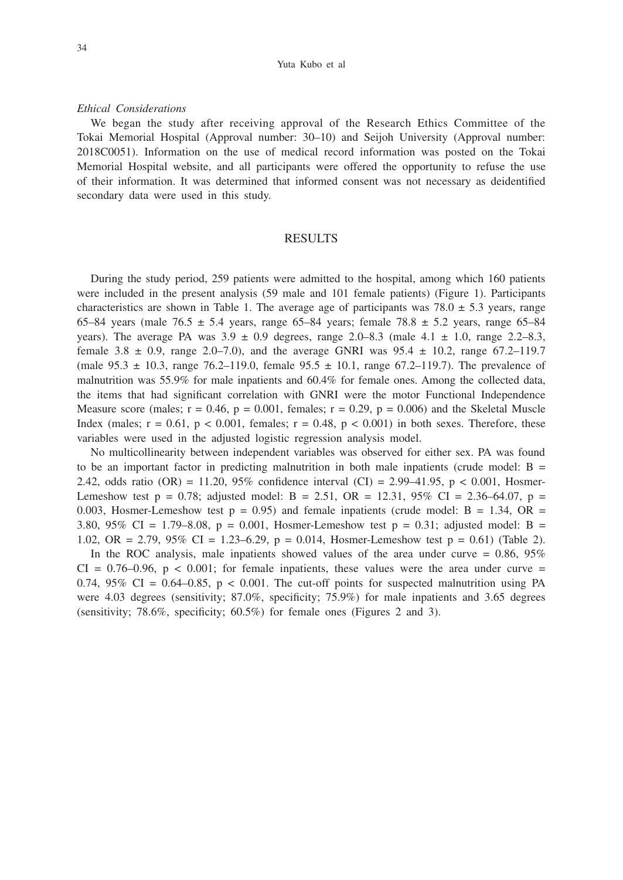*Ethical Considerations*

We began the study after receiving approval of the Research Ethics Committee of the Tokai Memorial Hospital (Approval number: 30–10) and Seijoh University (Approval number: 2018C0051). Information on the use of medical record information was posted on the Tokai Memorial Hospital website, and all participants were offered the opportunity to refuse the use of their information. It was determined that informed consent was not necessary as deidentified secondary data were used in this study.

## RESULTS

During the study period, 259 patients were admitted to the hospital, among which 160 patients were included in the present analysis (59 male and 101 female patients) (Figure 1). Participants characteristics are shown in Table 1. The average age of participants was 78.0 ± 5.3 years, range 65–84 years (male 76.5 ± 5.4 years, range 65–84 years; female 78.8 ± 5.2 years, range 65–84 years). The average PA was 3.9 ± 0.9 degrees, range 2.0–8.3 (male 4.1 ± 1.0, range 2.2–8.3, female 3.8 ± 0.9, range 2.0–7.0), and the average GNRI was 95.4 ± 10.2, range 67.2–119.7 (male 95.3 ± 10.3, range 76.2–119.0, female 95.5 ± 10.1, range 67.2–119.7). The prevalence of malnutrition was 55.9% for male inpatients and 60.4% for female ones. Among the collected data, the items that had significant correlation with GNRI were the motor Functional Independence Measure score (males; $r = 0.46$, $p = 0.001$, females; $r = 0.29$, $p = 0.006$) and the Skeletal Muscle Index (males; $r = 0.61$, $p < 0.001$, females; $r = 0.48$, $p < 0.001$) in both sexes. Therefore, these variables were used in the adjusted logistic regression analysis model.

No multicollinearity between independent variables was observed for either sex. PA was found to be an important factor in predicting malnutrition in both male inpatients (crude model: $B = 2.42$, odds ratio (OR) = 11.20, 95% confidence interval (CI) = 2.99–41.95, $p < 0.001$, Hosmer-Lemeshow test $p = 0.78$; adjusted model: $B = 2.51$, OR = 12.31, 95% CI = 2.36–64.07, $p = 0.003$, Hosmer-Lemeshow test $p = 0.95$) and female inpatients (crude model: $B = 1.34$, OR = 3.80, 95% CI = 1.79–8.08, $p = 0.001$, Hosmer-Lemeshow test $p = 0.31$; adjusted model: $B = 1.02$, OR = 2.79, 95% CI = 1.23–6.29, $p = 0.014$, Hosmer-Lemeshow test $p = 0.61$) (Table 2).

In the ROC analysis, male inpatients showed values of the area under curve = 0.86, 95% CI = 0.76–0.96, $p < 0.001$; for female inpatients, these values were the area under curve = 0.74, 95% CI = 0.64–0.85, $p < 0.001$. The cut-off points for suspected malnutrition using PA were 4.03 degrees (sensitivity; 87.0%, specificity; 75.9%) for male inpatients and 3.65 degrees (sensitivity; 78.6%, specificity; 60.5%) for female ones (Figures 2 and 3).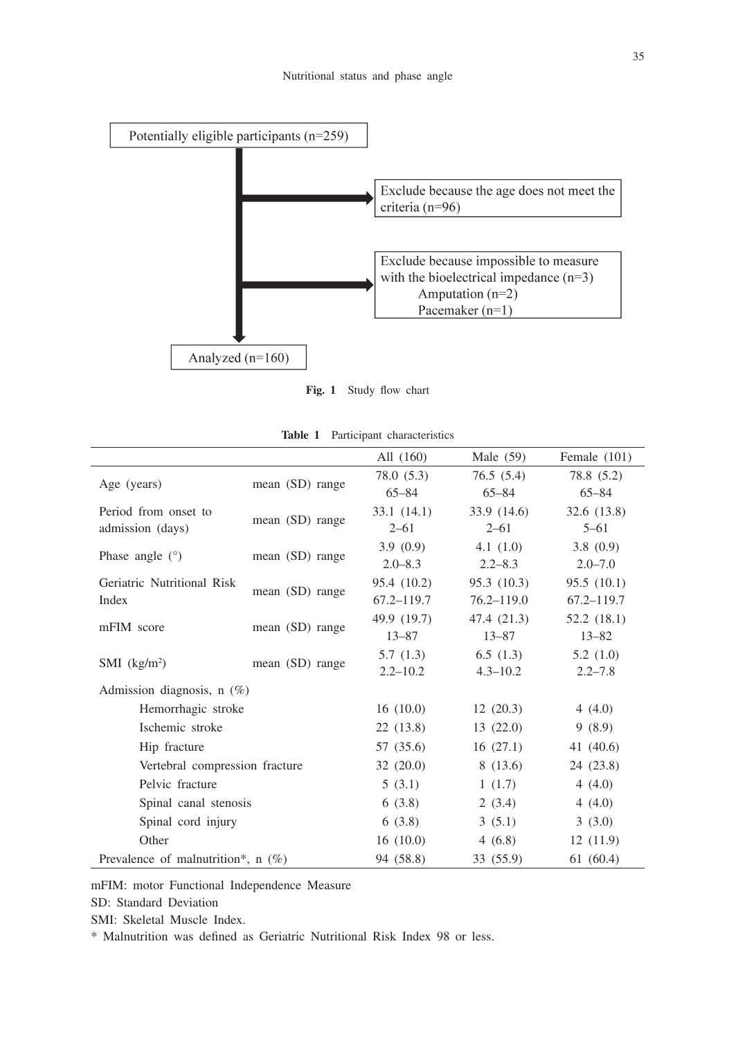Potentially eligible participants (n=259)

Exclude because the age does not meet the criteria (n=96)

Exclude because impossible to measure with the bioelectrical impedance (n=3)
- Amputation (n=2)
- Pacemaker (n=1)

Analyzed (n=160)

**Fig. 1** Study flow chart

**Table 1** Participant characteristics

| | | All (160) | Male (59) | Female (101) |
|---|---|---|---|---|
| Age (years) | mean (SD) range | 78.0 (5.3)<br>65–84 | 76.5 (5.4)<br>65–84 | 78.8 (5.2)<br>65–84 |
| Period from onset to admission (days) | mean (SD) range | 33.1 (14.1)<br>2–61 | 33.9 (14.6)<br>2–61 | 32.6 (13.8)<br>5–61 |
| Phase angle (°) | mean (SD) range | 3.9 (0.9)<br>2.0–8.3 | 4.1 (1.0)<br>2.2–8.3 | 3.8 (0.9)<br>2.0–7.0 |
| Geriatric Nutritional Risk Index | mean (SD) range | 95.4 (10.2)<br>67.2–119.7 | 95.3 (10.3)<br>76.2–119.0 | 95.5 (10.1)<br>67.2–119.7 |
| mFIM score | mean (SD) range | 49.9 (19.7)<br>13–87 | 47.4 (21.3)<br>13–87 | 52.2 (18.1)<br>13–82 |
| SMI (kg/m²) | mean (SD) range | 5.7 (1.3)<br>2.2–10.2 | 6.5 (1.3)<br>4.3–10.2 | 5.2 (1.0)<br>2.2–7.8 |
| Admission diagnosis, n (%) | | | | |
| Hemorrhagic stroke | | 16 (10.0) | 12 (20.3) | 4 (4.0) |
| Ischemic stroke | | 22 (13.8) | 13 (22.0) | 9 (8.9) |
| Hip fracture | | 57 (35.6) | 16 (27.1) | 41 (40.6) |
| Vertebral compression fracture | | 32 (20.0) | 8 (13.6) | 24 (23.8) |
| Pelvic fracture | | 5 (3.1) | 1 (1.7) | 4 (4.0) |
| Spinal canal stenosis | | 6 (3.8) | 2 (3.4) | 4 (4.0) |
| Spinal cord injury | | 6 (3.8) | 3 (5.1) | 3 (3.0) |
| Other | | 16 (10.0) | 4 (6.8) | 12 (11.9) |
| Prevalence of malnutrition*, n (%) | | 94 (58.8) | 33 (55.9) | 61 (60.4) |

mFIM: motor Functional Independence Measure

SD: Standard Deviation

SMI: Skeletal Muscle Index.

* Malnutrition was defined as Geriatric Nutritional Risk Index 98 or less.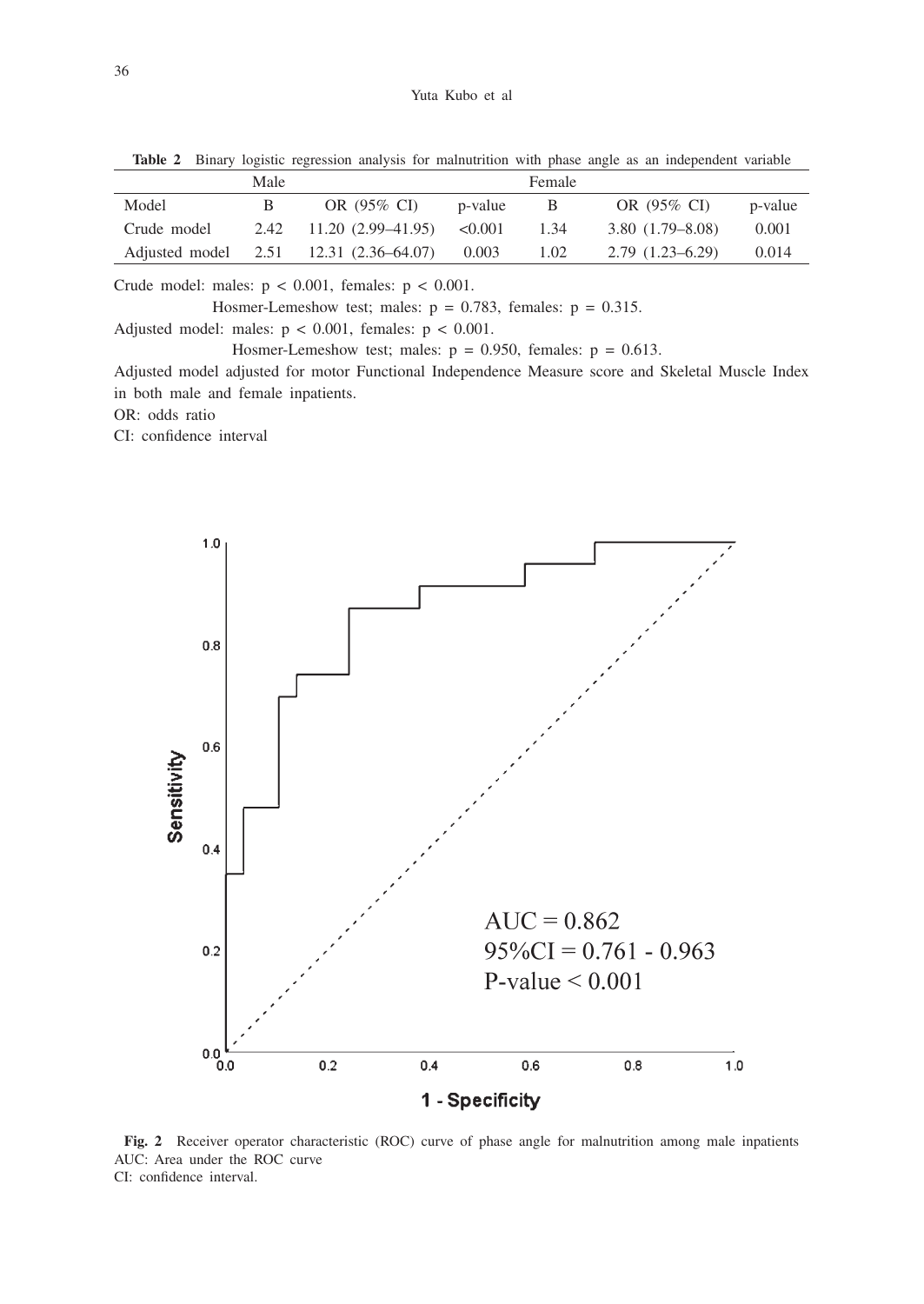**Table 2** Binary logistic regression analysis for malnutrition with phase angle as an independent variable

| | Male | | | Female | | |
|---|---|---|---|---|---|---|
| Model | B | OR (95% CI) | p-value | B | OR (95% CI) | p-value |
| Crude model | 2.42 | 11.20 (2.99–41.95) | <0.001 | 1.34 | 3.80 (1.79–8.08) | 0.001 |
| Adjusted model | 2.51 | 12.31 (2.36–64.07) | 0.003 | 1.02 | 2.79 (1.23–6.29) | 0.014 |

Crude model: males: $p < 0.001$, females: $p < 0.001$.

Hosmer-Lemeshow test; males: $p = 0.783$, females: $p = 0.315$.

Adjusted model: males: $p < 0.001$, females: $p < 0.001$.

Hosmer-Lemeshow test; males: $p = 0.950$, females: $p = 0.613$.

Adjusted model adjusted for motor Functional Independence Measure score and Skeletal Muscle Index in both male and female inpatients.

OR: odds ratio

CI: confidence interval

AUC = 0.862
95%CI = 0.761 - 0.963
P-value < 0.001

**Fig. 2** Receiver operator characteristic (ROC) curve of phase angle for malnutrition among male inpatients
AUC: Area under the ROC curve
CI: confidence interval.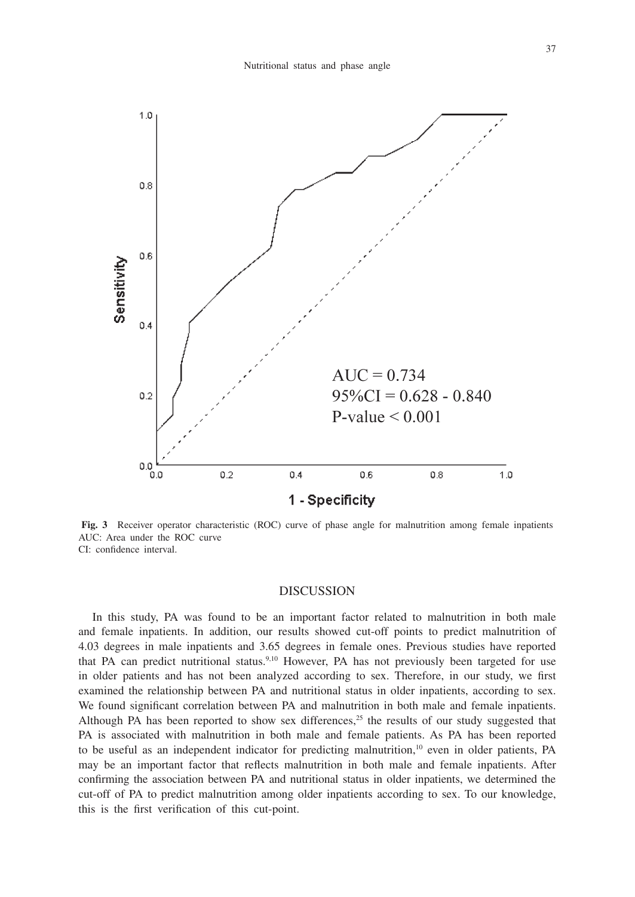**Fig. 3** Receiver operator characteristic (ROC) curve of phase angle for malnutrition among female inpatients
AUC: Area under the ROC curve
CI: confidence interval.

## DISCUSSION

In this study, PA was found to be an important factor related to malnutrition in both male and female inpatients. In addition, our results showed cut-off points to predict malnutrition of 4.03 degrees in male inpatients and 3.65 degrees in female ones. Previous studies have reported that PA can predict nutritional status.[9,10] However, PA has not previously been targeted for use in older patients and has not been analyzed according to sex. Therefore, in our study, we first examined the relationship between PA and nutritional status in older inpatients, according to sex. We found significant correlation between PA and malnutrition in both male and female inpatients. Although PA has been reported to show sex differences,[25] the results of our study suggested that PA is associated with malnutrition in both male and female patients. As PA has been reported to be useful as an independent indicator for predicting malnutrition,[10] even in older patients, PA may be an important factor that reflects malnutrition in both male and female inpatients. After confirming the association between PA and nutritional status in older inpatients, we determined the cut-off of PA to predict malnutrition among older inpatients according to sex. To our knowledge, this is the first verification of this cut-point.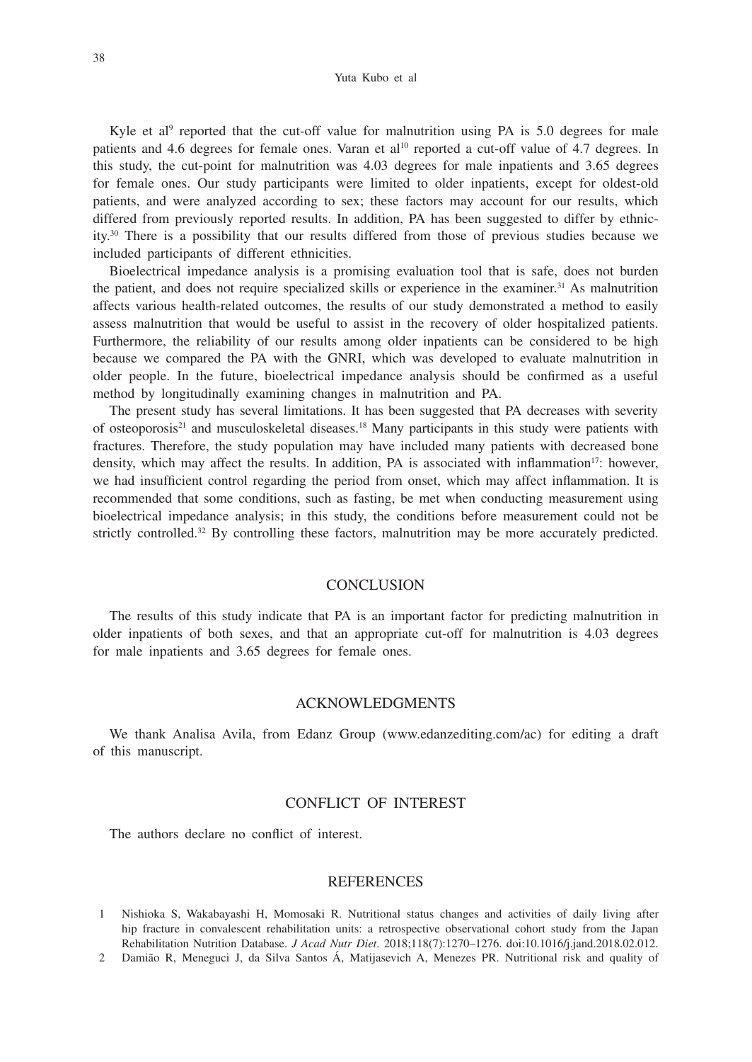Kyle et al[9] reported that the cut-off value for malnutrition using PA is 5.0 degrees for male patients and 4.6 degrees for female ones. Varan et al[10] reported a cut-off value of 4.7 degrees. In this study, the cut-point for malnutrition was 4.03 degrees for male inpatients and 3.65 degrees for female ones. Our study participants were limited to older inpatients, except for oldest-old patients, and were analyzed according to sex; these factors may account for our results, which differed from previously reported results. In addition, PA has been suggested to differ by ethnicity.[30] There is a possibility that our results differed from those of previous studies because we included participants of different ethnicities.

Bioelectrical impedance analysis is a promising evaluation tool that is safe, does not burden the patient, and does not require specialized skills or experience in the examiner.[31] As malnutrition affects various health-related outcomes, the results of our study demonstrated a method to easily assess malnutrition that would be useful to assist in the recovery of older hospitalized patients. Furthermore, the reliability of our results among older inpatients can be considered to be high because we compared the PA with the GNRI, which was developed to evaluate malnutrition in older people. In the future, bioelectrical impedance analysis should be confirmed as a useful method by longitudinally examining changes in malnutrition and PA.

The present study has several limitations. It has been suggested that PA decreases with severity of osteoporosis[21] and musculoskeletal diseases.[18] Many participants in this study were patients with fractures. Therefore, the study population may have included many patients with decreased bone density, which may affect the results. In addition, PA is associated with inflammation[17]: however, we had insufficient control regarding the period from onset, which may affect inflammation. It is recommended that some conditions, such as fasting, be met when conducting measurement using bioelectrical impedance analysis; in this study, the conditions before measurement could not be strictly controlled.[32] By controlling these factors, malnutrition may be more accurately predicted.

## CONCLUSION

The results of this study indicate that PA is an important factor for predicting malnutrition in older inpatients of both sexes, and that an appropriate cut-off for malnutrition is 4.03 degrees for male inpatients and 3.65 degrees for female ones.

## ACKNOWLEDGMENTS

We thank Analisa Avila, from Edanz Group (www.edanzediting.com/ac) for editing a draft of this manuscript.

## CONFLICT OF INTEREST

The authors declare no conflict of interest.

## REFERENCES

1. Nishioka S, Wakabayashi H, Momosaki R. Nutritional status changes and activities of daily living after hip fracture in convalescent rehabilitation units: a retrospective observational cohort study from the Japan Rehabilitation Nutrition Database. *J Acad Nutr Diet*. 2018;118(7):1270–1276. doi:10.1016/j.jand.2018.02.012.
2. Damião R, Meneguci J, da Silva Santos Á, Matijasevich A, Menezes PR. Nutritional risk and quality of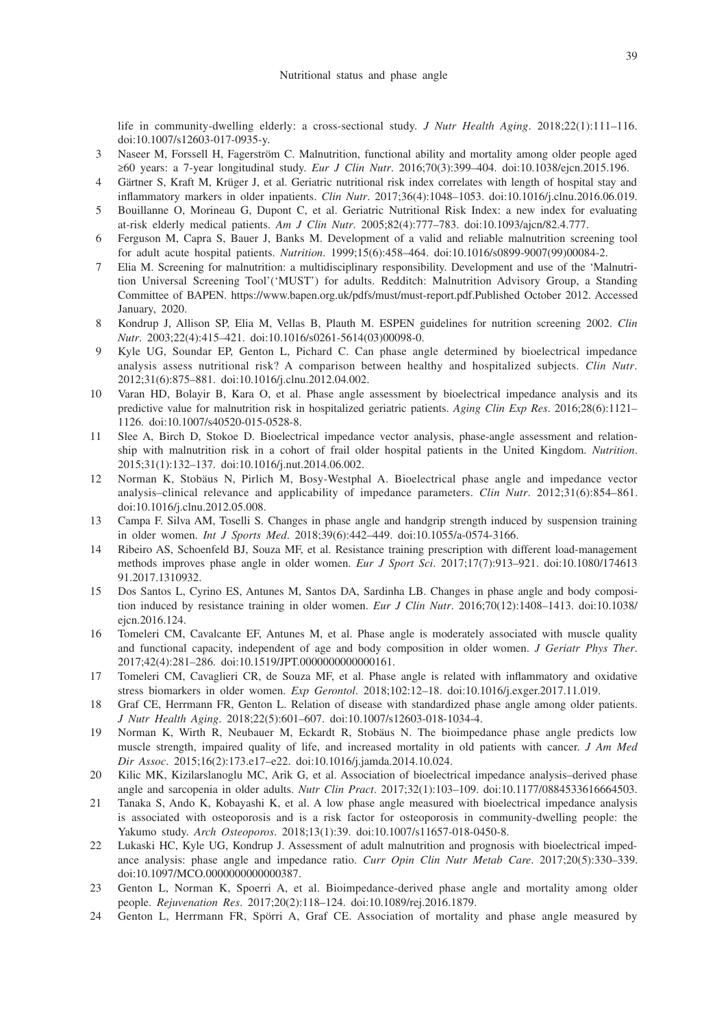life in community-dwelling elderly: a cross-sectional study. *J Nutr Health Aging*. 2018;22(1):111–116. doi:10.1007/s12603-017-0935-y.

3 Naseer M, Forssell H, Fagerström C. Malnutrition, functional ability and mortality among older people aged ≥60 years: a 7-year longitudinal study. *Eur J Clin Nutr*. 2016;70(3):399–404. doi:10.1038/ejcn.2015.196.

4 Gärtner S, Kraft M, Krüger J, et al. Geriatric nutritional risk index correlates with length of hospital stay and inflammatory markers in older inpatients. *Clin Nutr*. 2017;36(4):1048–1053. doi:10.1016/j.clnu.2016.06.019.

5 Bouillanne O, Morineau G, Dupont C, et al. Geriatric Nutritional Risk Index: a new index for evaluating at-risk elderly medical patients. *Am J Clin Nutr*. 2005;82(4):777–783. doi:10.1093/ajcn/82.4.777.

6 Ferguson M, Capra S, Bauer J, Banks M. Development of a valid and reliable malnutrition screening tool for adult acute hospital patients. *Nutrition*. 1999;15(6):458–464. doi:10.1016/s0899-9007(99)00084-2.

7 Elia M. Screening for malnutrition: a multidisciplinary responsibility. Development and use of the 'Malnutrition Universal Screening Tool'('MUST') for adults. Redditch: Malnutrition Advisory Group, a Standing Committee of BAPEN. https://www.bapen.org.uk/pdfs/must/must-report.pdf.Published October 2012. Accessed January, 2020.

8 Kondrup J, Allison SP, Elia M, Vellas B, Plauth M. ESPEN guidelines for nutrition screening 2002. *Clin Nutr*. 2003;22(4):415–421. doi:10.1016/s0261-5614(03)00098-0.

9 Kyle UG, Soundar EP, Genton L, Pichard C. Can phase angle determined by bioelectrical impedance analysis assess nutritional risk? A comparison between healthy and hospitalized subjects. *Clin Nutr*. 2012;31(6):875–881. doi:10.1016/j.clnu.2012.04.002.

10 Varan HD, Bolayir B, Kara O, et al. Phase angle assessment by bioelectrical impedance analysis and its predictive value for malnutrition risk in hospitalized geriatric patients. *Aging Clin Exp Res*. 2016;28(6):1121–1126. doi:10.1007/s40520-015-0528-8.

11 Slee A, Birch D, Stokoe D. Bioelectrical impedance vector analysis, phase-angle assessment and relationship with malnutrition risk in a cohort of frail older hospital patients in the United Kingdom. *Nutrition*. 2015;31(1):132–137. doi:10.1016/j.nut.2014.06.002.

12 Norman K, Stobäus N, Pirlich M, Bosy-Westphal A. Bioelectrical phase angle and impedance vector analysis–clinical relevance and applicability of impedance parameters. *Clin Nutr*. 2012;31(6):854–861. doi:10.1016/j.clnu.2012.05.008.

13 Campa F. Silva AM, Toselli S. Changes in phase angle and handgrip strength induced by suspension training in older women. *Int J Sports Med*. 2018;39(6):442–449. doi:10.1055/a-0574-3166.

14 Ribeiro AS, Schoenfeld BJ, Souza MF, et al. Resistance training prescription with different load-management methods improves phase angle in older women. *Eur J Sport Sci*. 2017;17(7):913–921. doi:10.1080/17461391.2017.1310932.

15 Dos Santos L, Cyrino ES, Antunes M, Santos DA, Sardinha LB. Changes in phase angle and body composition induced by resistance training in older women. *Eur J Clin Nutr*. 2016;70(12):1408–1413. doi:10.1038/ejcn.2016.124.

16 Tomeleri CM, Cavalcante EF, Antunes M, et al. Phase angle is moderately associated with muscle quality and functional capacity, independent of age and body composition in older women. *J Geriatr Phys Ther*. 2017;42(4):281–286. doi:10.1519/JPT.0000000000000161.

17 Tomeleri CM, Cavaglieri CR, de Souza MF, et al. Phase angle is related with inflammatory and oxidative stress biomarkers in older women. *Exp Gerontol*. 2018;102:12–18. doi:10.1016/j.exger.2017.11.019.

18 Graf CE, Herrmann FR, Genton L. Relation of disease with standardized phase angle among older patients. *J Nutr Health Aging*. 2018;22(5):601–607. doi:10.1007/s12603-018-1034-4.

19 Norman K, Wirth R, Neubauer M, Eckardt R, Stobäus N. The bioimpedance phase angle predicts low muscle strength, impaired quality of life, and increased mortality in old patients with cancer. *J Am Med Dir Assoc*. 2015;16(2):173.e17–e22. doi:10.1016/j.jamda.2014.10.024.

20 Kilic MK, Kizilarslanoglu MC, Arik G, et al. Association of bioelectrical impedance analysis–derived phase angle and sarcopenia in older adults. *Nutr Clin Pract*. 2017;32(1):103–109. doi:10.1177/0884533616664503.

21 Tanaka S, Ando K, Kobayashi K, et al. A low phase angle measured with bioelectrical impedance analysis is associated with osteoporosis and is a risk factor for osteoporosis in community-dwelling people: the Yakumo study. *Arch Osteoporos*. 2018;13(1):39. doi:10.1007/s11657-018-0450-8.

22 Lukaski HC, Kyle UG, Kondrup J. Assessment of adult malnutrition and prognosis with bioelectrical impedance analysis: phase angle and impedance ratio. *Curr Opin Clin Nutr Metab Care*. 2017;20(5):330–339. doi:10.1097/MCO.0000000000000387.

23 Genton L, Norman K, Spoerri A, et al. Bioimpedance-derived phase angle and mortality among older people. *Rejuvenation Res*. 2017;20(2):118–124. doi:10.1089/rej.2016.1879.

24 Genton L, Herrmann FR, Spörri A, Graf CE. Association of mortality and phase angle measured by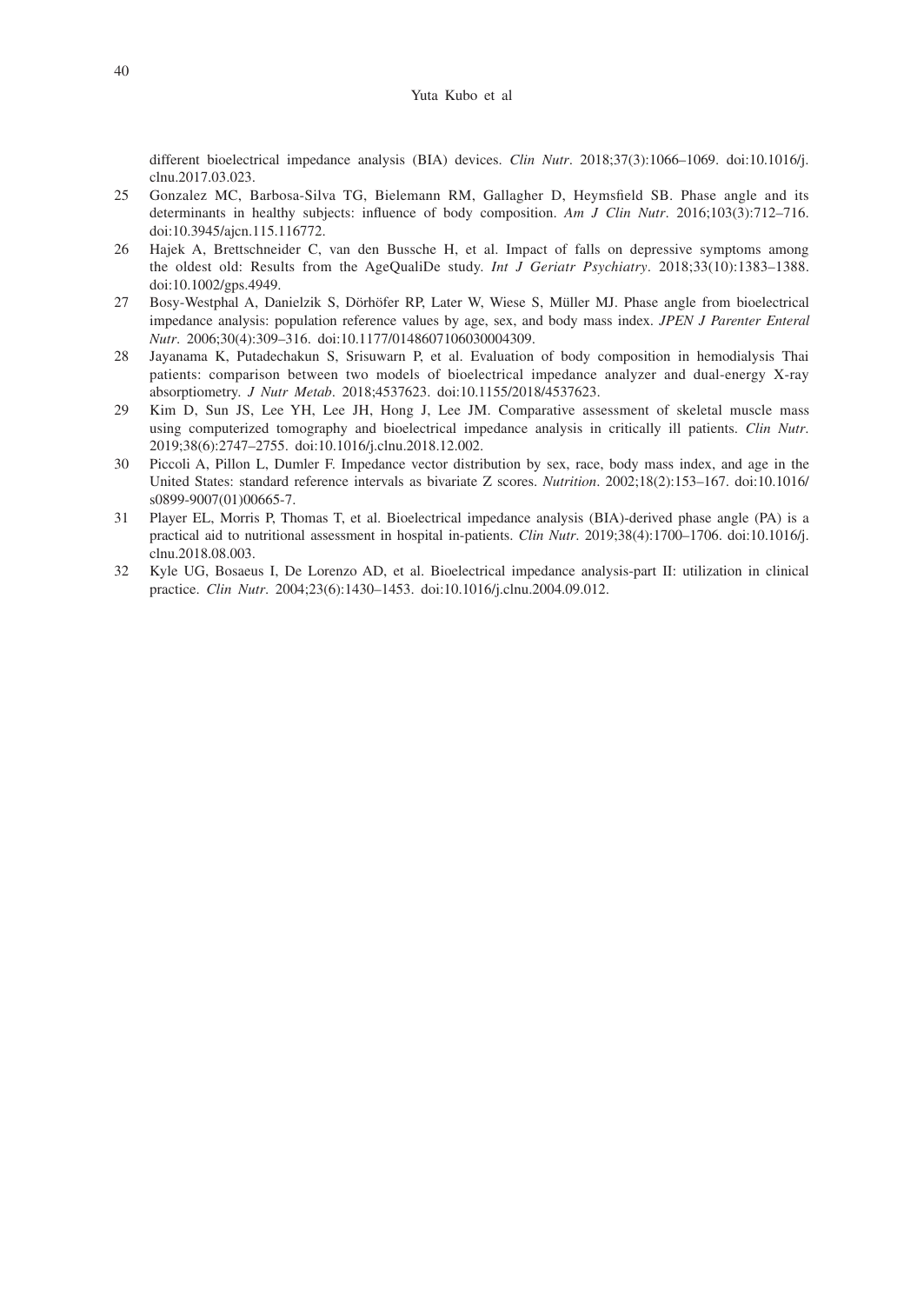different bioelectrical impedance analysis (BIA) devices. *Clin Nutr*. 2018;37(3):1066–1069. doi:10.1016/j.clnu.2017.03.023.

25 Gonzalez MC, Barbosa-Silva TG, Bielemann RM, Gallagher D, Heymsfield SB. Phase angle and its determinants in healthy subjects: influence of body composition. *Am J Clin Nutr*. 2016;103(3):712–716. doi:10.3945/ajcn.115.116772.

26 Hajek A, Brettschneider C, van den Bussche H, et al. Impact of falls on depressive symptoms among the oldest old: Results from the AgeQualiDe study. *Int J Geriatr Psychiatry*. 2018;33(10):1383–1388. doi:10.1002/gps.4949.

27 Bosy-Westphal A, Danielzik S, Dörhöfer RP, Later W, Wiese S, Müller MJ. Phase angle from bioelectrical impedance analysis: population reference values by age, sex, and body mass index. *JPEN J Parenter Enteral Nutr*. 2006;30(4):309–316. doi:10.1177/0148607106030004309.

28 Jayanama K, Putadechakun S, Srisuwarn P, et al. Evaluation of body composition in hemodialysis Thai patients: comparison between two models of bioelectrical impedance analyzer and dual-energy X-ray absorptiometry. *J Nutr Metab*. 2018;4537623. doi:10.1155/2018/4537623.

29 Kim D, Sun JS, Lee YH, Lee JH, Hong J, Lee JM. Comparative assessment of skeletal muscle mass using computerized tomography and bioelectrical impedance analysis in critically ill patients. *Clin Nutr*. 2019;38(6):2747–2755. doi:10.1016/j.clnu.2018.12.002.

30 Piccoli A, Pillon L, Dumler F. Impedance vector distribution by sex, race, body mass index, and age in the United States: standard reference intervals as bivariate Z scores. *Nutrition*. 2002;18(2):153–167. doi:10.1016/s0899-9007(01)00665-7.

31 Player EL, Morris P, Thomas T, et al. Bioelectrical impedance analysis (BIA)-derived phase angle (PA) is a practical aid to nutritional assessment in hospital in-patients. *Clin Nutr*. 2019;38(4):1700–1706. doi:10.1016/j.clnu.2018.08.003.

32 Kyle UG, Bosaeus I, De Lorenzo AD, et al. Bioelectrical impedance analysis-part II: utilization in clinical practice. *Clin Nutr*. 2004;23(6):1430–1453. doi:10.1016/j.clnu.2004.09.012.